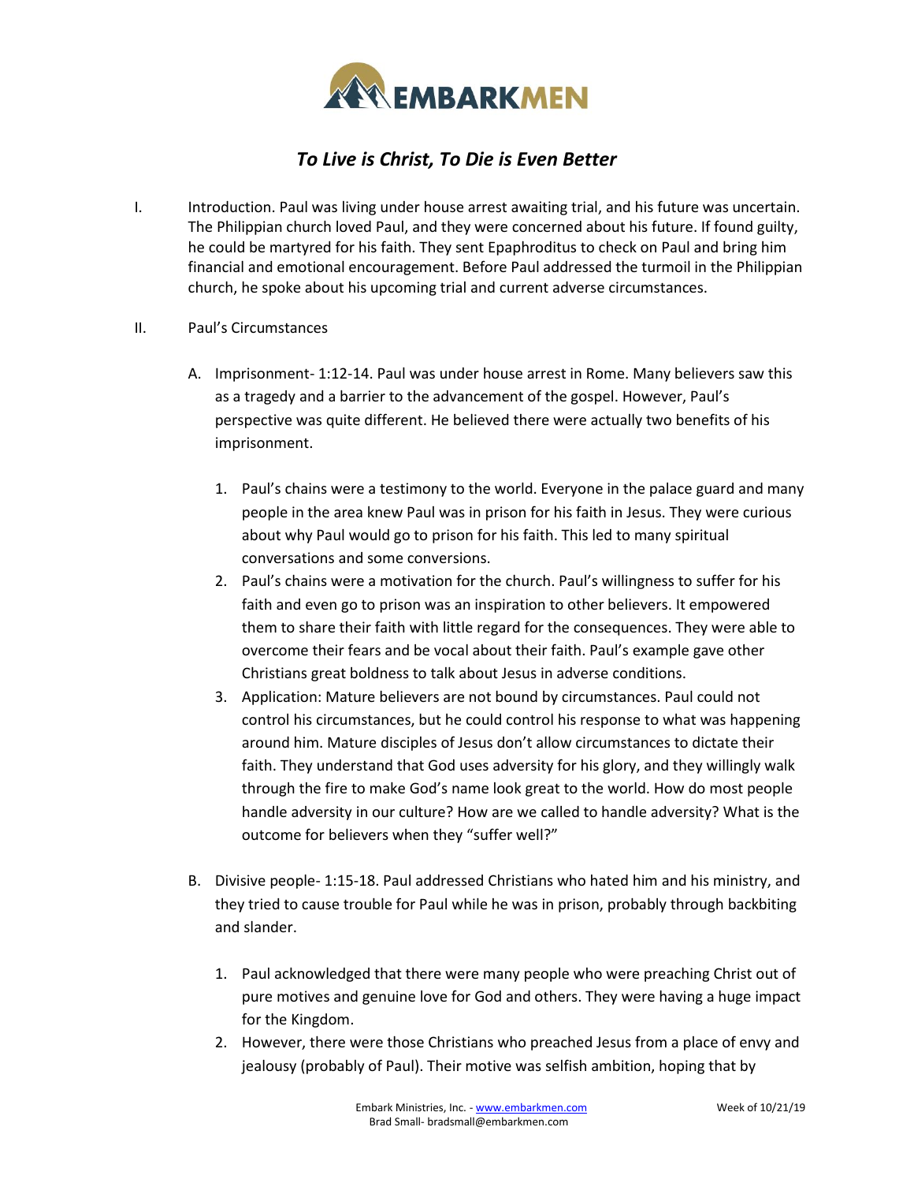# *To Live is Christ, To Die is Even Better*

I. Introduction. Paul was living under house arrest awaiting trial, and his future was uncertain. The Philippian church loved Paul, and they were concerned about his future. If found guilty, he could be martyred for his faith. They sent Epaphroditus to check on Paul and bring him financial and emotional encouragement. Before Paul addressed the turmoil in the Philippian church, he spoke about his upcoming trial and current adverse circumstances.

II. Paul's Circumstances

   A. Imprisonment- 1:12-14. Paul was under house arrest in Rome. Many believers saw this as a tragedy and a barrier to the advancement of the gospel. However, Paul's perspective was quite different. He believed there were actually two benefits of his imprisonment.

      1. Paul's chains were a testimony to the world. Everyone in the palace guard and many people in the area knew Paul was in prison for his faith in Jesus. They were curious about why Paul would go to prison for his faith. This led to many spiritual conversations and some conversions.
      2. Paul's chains were a motivation for the church. Paul's willingness to suffer for his faith and even go to prison was an inspiration to other believers. It empowered them to share their faith with little regard for the consequences. They were able to overcome their fears and be vocal about their faith. Paul's example gave other Christians great boldness to talk about Jesus in adverse conditions.
      3. Application: Mature believers are not bound by circumstances. Paul could not control his circumstances, but he could control his response to what was happening around him. Mature disciples of Jesus don't allow circumstances to dictate their faith. They understand that God uses adversity for his glory, and they willingly walk through the fire to make God's name look great to the world. How do most people handle adversity in our culture? How are we called to handle adversity? What is the outcome for believers when they "suffer well?"

   B. Divisive people- 1:15-18. Paul addressed Christians who hated him and his ministry, and they tried to cause trouble for Paul while he was in prison, probably through backbiting and slander.

      1. Paul acknowledged that there were many people who were preaching Christ out of pure motives and genuine love for God and others. They were having a huge impact for the Kingdom.
      2. However, there were those Christians who preached Jesus from a place of envy and jealousy (probably of Paul). Their motive was selfish ambition, hoping that by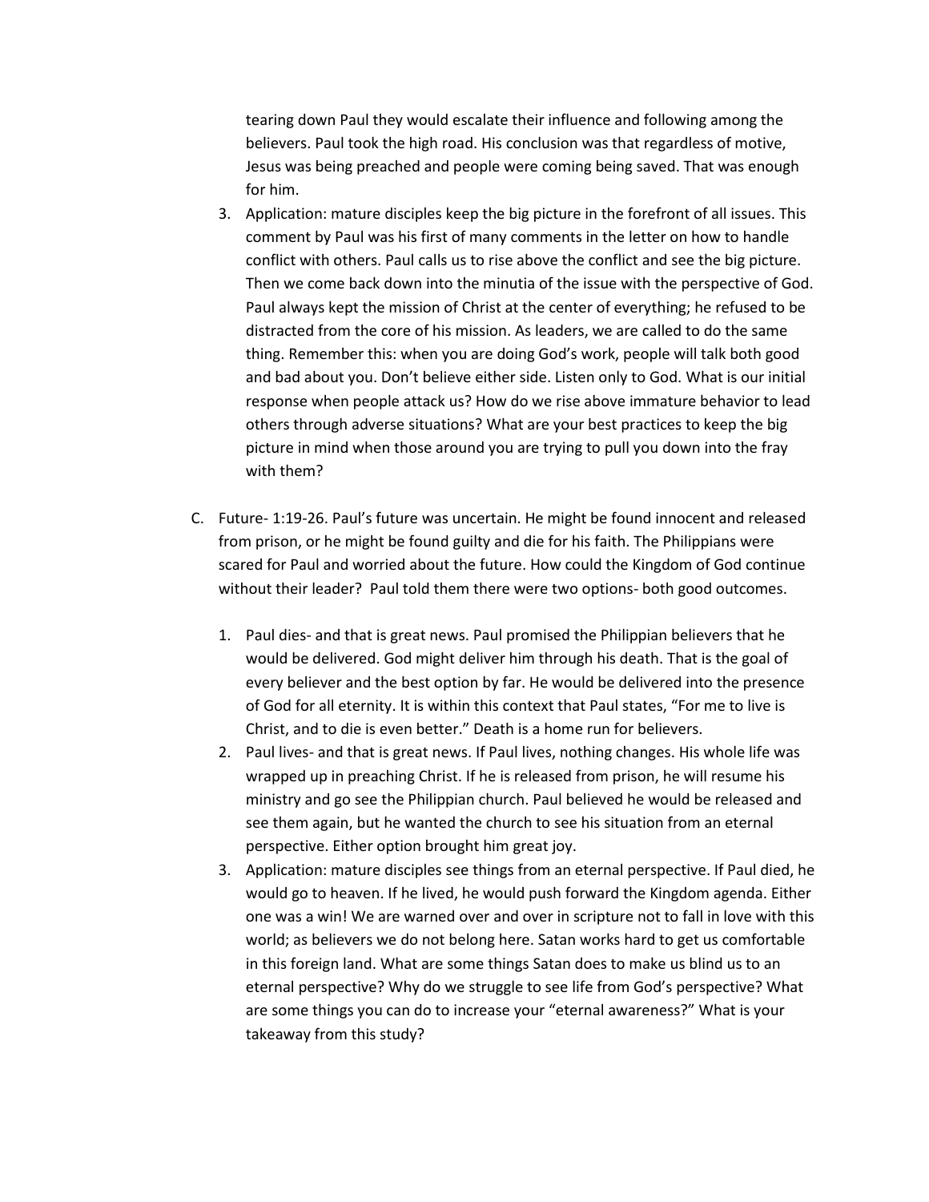tearing down Paul they would escalate their influence and following among the believers. Paul took the high road. His conclusion was that regardless of motive, Jesus was being preached and people were coming being saved. That was enough for him.

3. Application: mature disciples keep the big picture in the forefront of all issues. This comment by Paul was his first of many comments in the letter on how to handle conflict with others. Paul calls us to rise above the conflict and see the big picture. Then we come back down into the minutia of the issue with the perspective of God. Paul always kept the mission of Christ at the center of everything; he refused to be distracted from the core of his mission. As leaders, we are called to do the same thing. Remember this: when you are doing God's work, people will talk both good and bad about you. Don't believe either side. Listen only to God. What is our initial response when people attack us? How do we rise above immature behavior to lead others through adverse situations? What are your best practices to keep the big picture in mind when those around you are trying to pull you down into the fray with them?

C. Future- 1:19-26. Paul's future was uncertain. He might be found innocent and released from prison, or he might be found guilty and die for his faith. The Philippians were scared for Paul and worried about the future. How could the Kingdom of God continue without their leader? Paul told them there were two options- both good outcomes.

1. Paul dies- and that is great news. Paul promised the Philippian believers that he would be delivered. God might deliver him through his death. That is the goal of every believer and the best option by far. He would be delivered into the presence of God for all eternity. It is within this context that Paul states, "For me to live is Christ, and to die is even better." Death is a home run for believers.
2. Paul lives- and that is great news. If Paul lives, nothing changes. His whole life was wrapped up in preaching Christ. If he is released from prison, he will resume his ministry and go see the Philippian church. Paul believed he would be released and see them again, but he wanted the church to see his situation from an eternal perspective. Either option brought him great joy.
3. Application: mature disciples see things from an eternal perspective. If Paul died, he would go to heaven. If he lived, he would push forward the Kingdom agenda. Either one was a win! We are warned over and over in scripture not to fall in love with this world; as believers we do not belong here. Satan works hard to get us comfortable in this foreign land. What are some things Satan does to make us blind us to an eternal perspective? Why do we struggle to see life from God's perspective? What are some things you can do to increase your "eternal awareness?" What is your takeaway from this study?